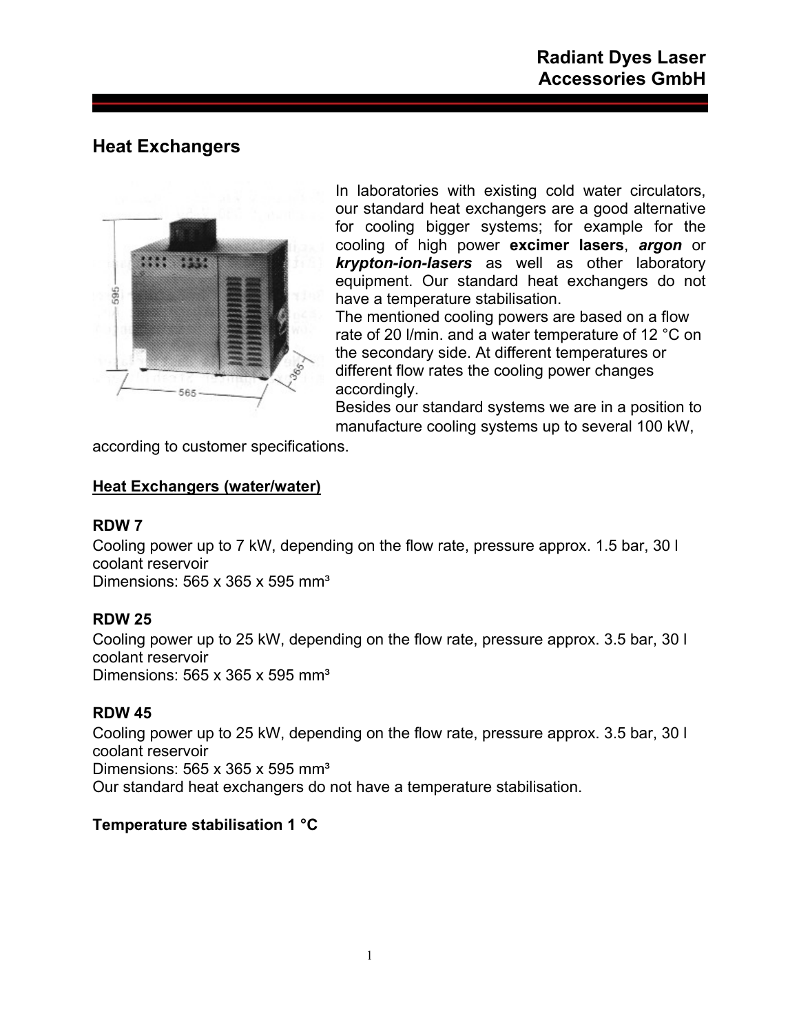# Heat Exchangers

In laboratories with existing cold water circulators, our standard heat exchangers are a good alternative for cooling bigger systems; for example for the cooling of high power **excimer lasers**, ***argon*** or ***krypton-ion-lasers*** as well as other laboratory equipment. Our standard heat exchangers do not have a temperature stabilisation.

The mentioned cooling powers are based on a flow rate of 20 l/min. and a water temperature of 12 °C on the secondary side. At different temperatures or different flow rates the cooling power changes accordingly.

Besides our standard systems we are in a position to manufacture cooling systems up to several 100 kW, according to customer specifications.

## Heat Exchangers (water/water)

**RDW 7**

Cooling power up to 7 kW, depending on the flow rate, pressure approx. 1.5 bar, 30 l coolant reservoir

Dimensions: 565 x 365 x 595 mm³

**RDW 25**

Cooling power up to 25 kW, depending on the flow rate, pressure approx. 3.5 bar, 30 l coolant reservoir

Dimensions: 565 x 365 x 595 mm³

**RDW 45**

Cooling power up to 25 kW, depending on the flow rate, pressure approx. 3.5 bar, 30 l coolant reservoir

Dimensions: 565 x 365 x 595 mm³

Our standard heat exchangers do not have a temperature stabilisation.

**Temperature stabilisation 1 °C**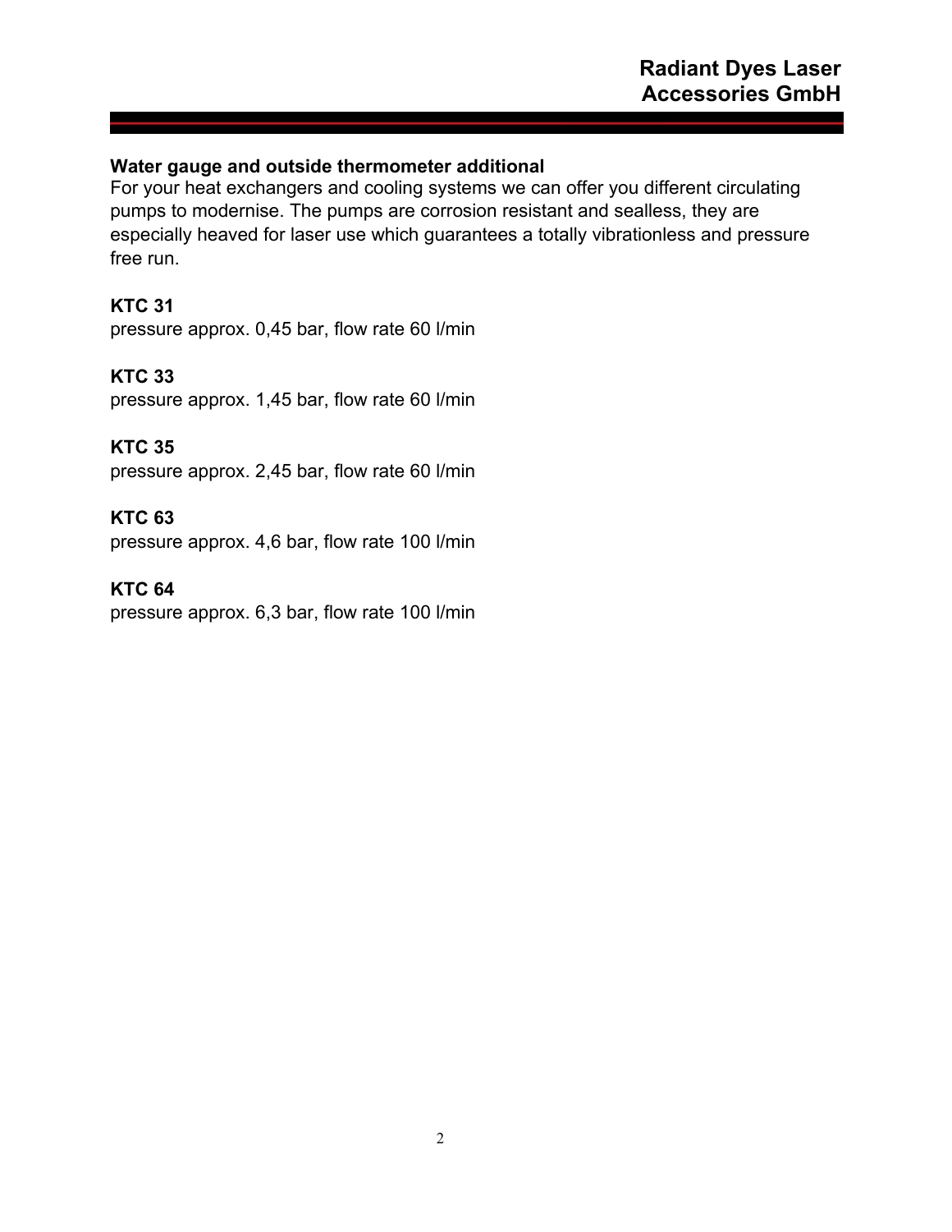**Water gauge and outside thermometer additional**
For your heat exchangers and cooling systems we can offer you different circulating pumps to modernise. The pumps are corrosion resistant and sealless, they are especially heaved for laser use which guarantees a totally vibrationless and pressure free run.

**KTC 31**
pressure approx. 0,45 bar, flow rate 60 l/min

**KTC 33**
pressure approx. 1,45 bar, flow rate 60 l/min

**KTC 35**
pressure approx. 2,45 bar, flow rate 60 l/min

**KTC 63**
pressure approx. 4,6 bar, flow rate 100 l/min

**KTC 64**
pressure approx. 6,3 bar, flow rate 100 l/min